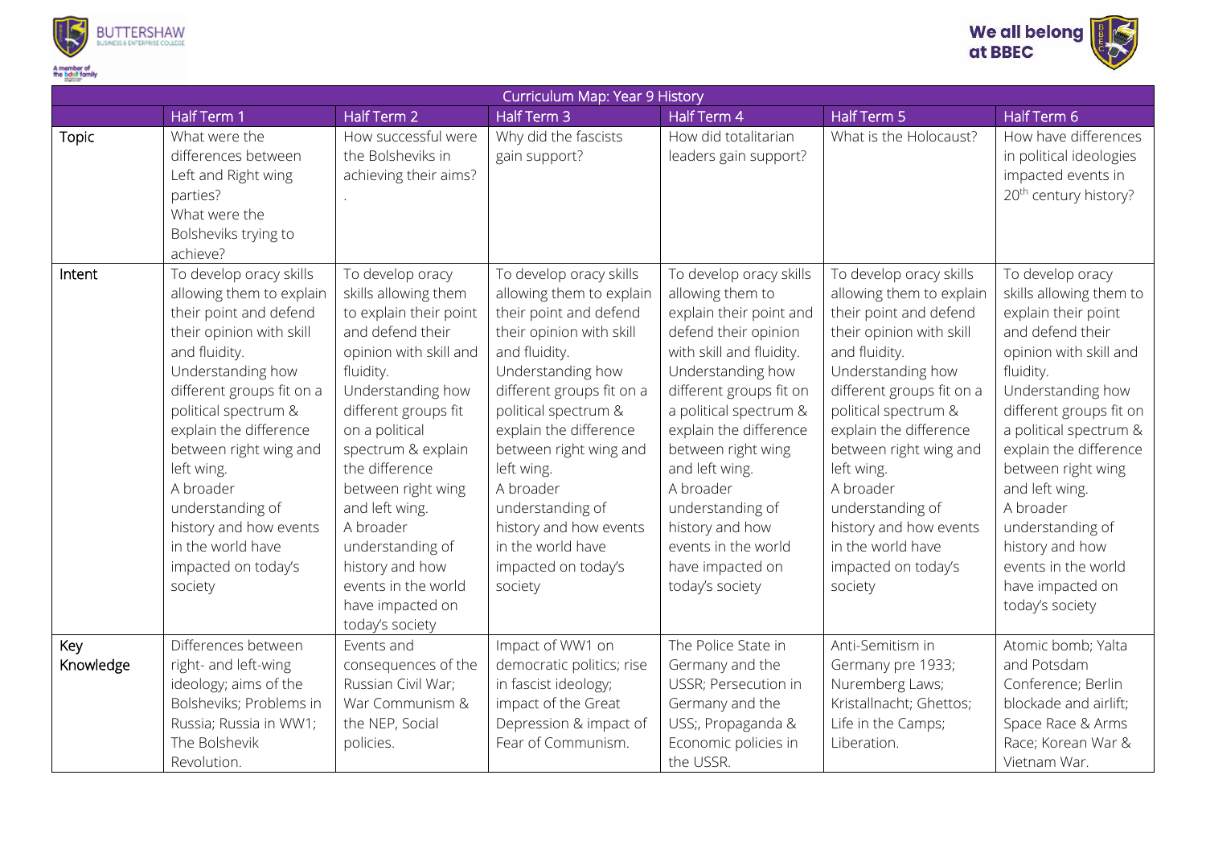| Curriculum Map: Year 9 History | | | | | | |
|---|---|---|---|---|---|---|
| | Half Term 1 | Half Term 2 | Half Term 3 | Half Term 4 | Half Term 5 | Half Term 6 |
| Topic | What were the differences between Left and Right wing parties? What were the Bolsheviks trying to achieve? | How successful were the Bolsheviks in achieving their aims? . | Why did the fascists gain support? | How did totalitarian leaders gain support? | What is the Holocaust? | How have differences in political ideologies impacted events in 20th century history? |
| Intent | To develop oracy skills allowing them to explain their point and defend their opinion with skill and fluidity. Understanding how different groups fit on a political spectrum & explain the difference between right wing and left wing. A broader understanding of history and how events in the world have impacted on today's society | To develop oracy skills allowing them to explain their point and defend their opinion with skill and fluidity. Understanding how different groups fit on a political spectrum & explain the difference between right wing and left wing. A broader understanding of history and how events in the world have impacted on today's society | To develop oracy skills allowing them to explain their point and defend their opinion with skill and fluidity. Understanding how different groups fit on a political spectrum & explain the difference between right wing and left wing. A broader understanding of history and how events in the world have impacted on today's society | To develop oracy skills allowing them to explain their point and defend their opinion with skill and fluidity. Understanding how different groups fit on a political spectrum & explain the difference between right wing and left wing. A broader understanding of history and how events in the world have impacted on today's society | To develop oracy skills allowing them to explain their point and defend their opinion with skill and fluidity. Understanding how different groups fit on a political spectrum & explain the difference between right wing and left wing. A broader understanding of history and how events in the world have impacted on today's society | To develop oracy skills allowing them to explain their point and defend their opinion with skill and fluidity. Understanding how different groups fit on a political spectrum & explain the difference between right wing and left wing. A broader understanding of history and how events in the world have impacted on today's society |
| Key Knowledge | Differences between right- and left-wing ideology; aims of the Bolsheviks; Problems in Russia; Russia in WW1; The Bolshevik Revolution. | Events and consequences of the Russian Civil War; War Communism & the NEP, Social policies. | Impact of WW1 on democratic politics; rise in fascist ideology; impact of the Great Depression & impact of Fear of Communism. | The Police State in Germany and the USSR; Persecution in Germany and the USS;, Propaganda & Economic policies in the USSR. | Anti-Semitism in Germany pre 1933; Nuremberg Laws; Kristallnacht; Ghettos; Life in the Camps; Liberation. | Atomic bomb; Yalta and Potsdam Conference; Berlin blockade and airlift; Space Race & Arms Race; Korean War & Vietnam War. |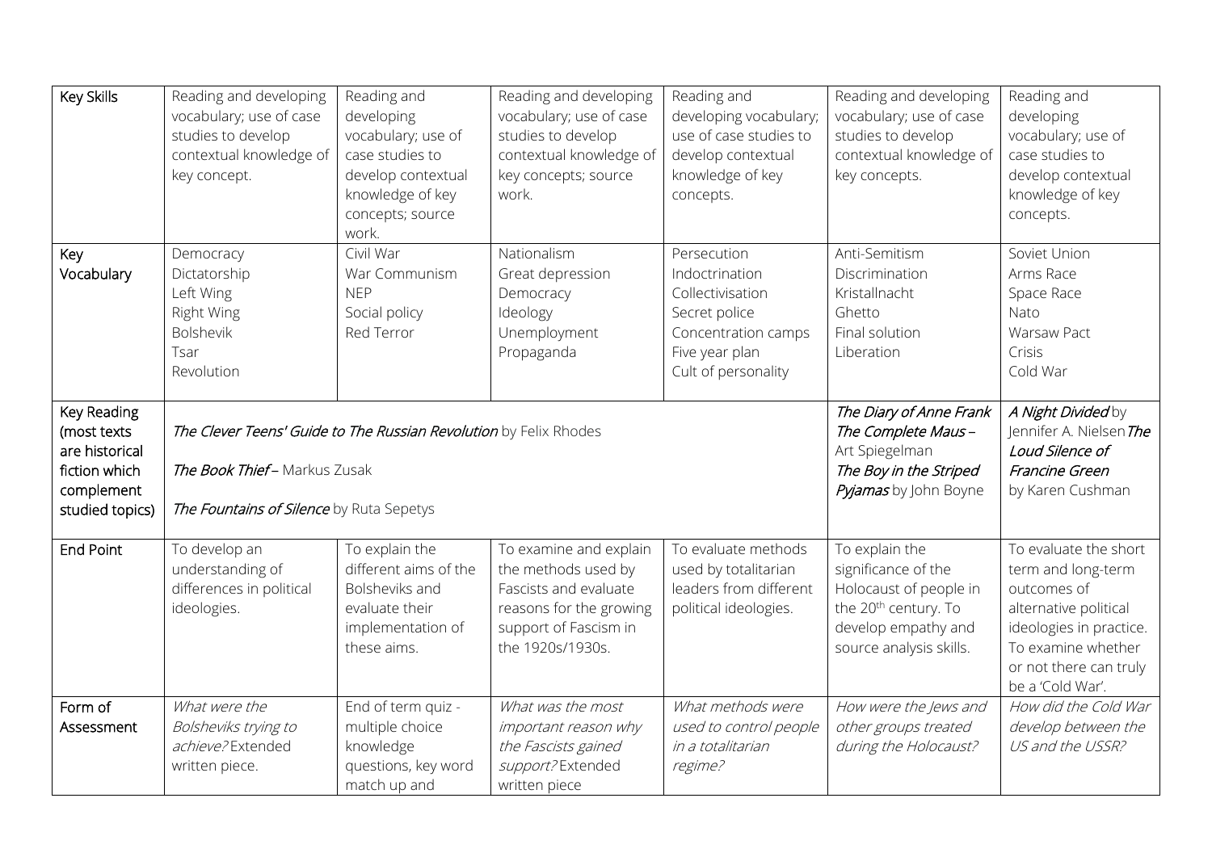| Key Skills | Reading and developing vocabulary; use of case studies to develop contextual knowledge of key concept. | Reading and developing vocabulary; use of case studies to develop contextual knowledge of key concepts; source work. | Reading and developing vocabulary; use of case studies to develop contextual knowledge of key concepts; source work. | Reading and developing vocabulary; use of case studies to develop contextual knowledge of key concepts. | Reading and developing vocabulary; use of case studies to develop contextual knowledge of key concepts. | Reading and developing vocabulary; use of case studies to develop contextual knowledge of key concepts. |
|---|---|---|---|---|---|---|
| Key Vocabulary | Democracy<br>Dictatorship<br>Left Wing<br>Right Wing<br>Bolshevik<br>Tsar<br>Revolution | Civil War<br>War Communism<br>NEP<br>Social policy<br>Red Terror | Nationalism<br>Great depression<br>Democracy<br>Ideology<br>Unemployment<br>Propaganda | Persecution<br>Indoctrination<br>Collectivisation<br>Secret police<br>Concentration camps<br>Five year plan<br>Cult of personality | Anti-Semitism<br>Discrimination<br>Kristallnacht<br>Ghetto<br>Final solution<br>Liberation | Soviet Union<br>Arms Race<br>Space Race<br>Nato<br>Warsaw Pact<br>Crisis<br>Cold War |
| Key Reading (most texts are historical fiction which complement studied topics) | *The Clever Teens' Guide to The Russian Revolution* by Felix Rhodes<br><br>*The Book Thief* – Markus Zusak<br><br>*The Fountains of Silence* by Ruta Sepetys | | | | *The Diary of Anne Frank*<br>*The Complete Maus* – Art Spiegelman<br>*The Boy in the Striped Pyjamas* by John Boyne | *A Night Divided* by Jennifer A. Nielsen *The Loud Silence of Francine Green* by Karen Cushman |
| End Point | To develop an understanding of differences in political ideologies. | To explain the different aims of the Bolsheviks and evaluate their implementation of these aims. | To examine and explain the methods used by Fascists and evaluate reasons for the growing support of Fascism in the 1920s/1930s. | To evaluate methods used by totalitarian leaders from different political ideologies. | To explain the significance of the Holocaust of people in the 20th century. To develop empathy and source analysis skills. | To evaluate the short term and long-term outcomes of alternative political ideologies in practice. To examine whether or not there can truly be a 'Cold War'. |
| Form of Assessment | *What were the Bolsheviks trying to achieve?* Extended written piece. | End of term quiz - multiple choice knowledge questions, key word match up and | *What was the most important reason why the Fascists gained support?* Extended written piece | *What methods were used to control people in a totalitarian regime?* | *How were the Jews and other groups treated during the Holocaust?* | *How did the Cold War develop between the US and the USSR?* |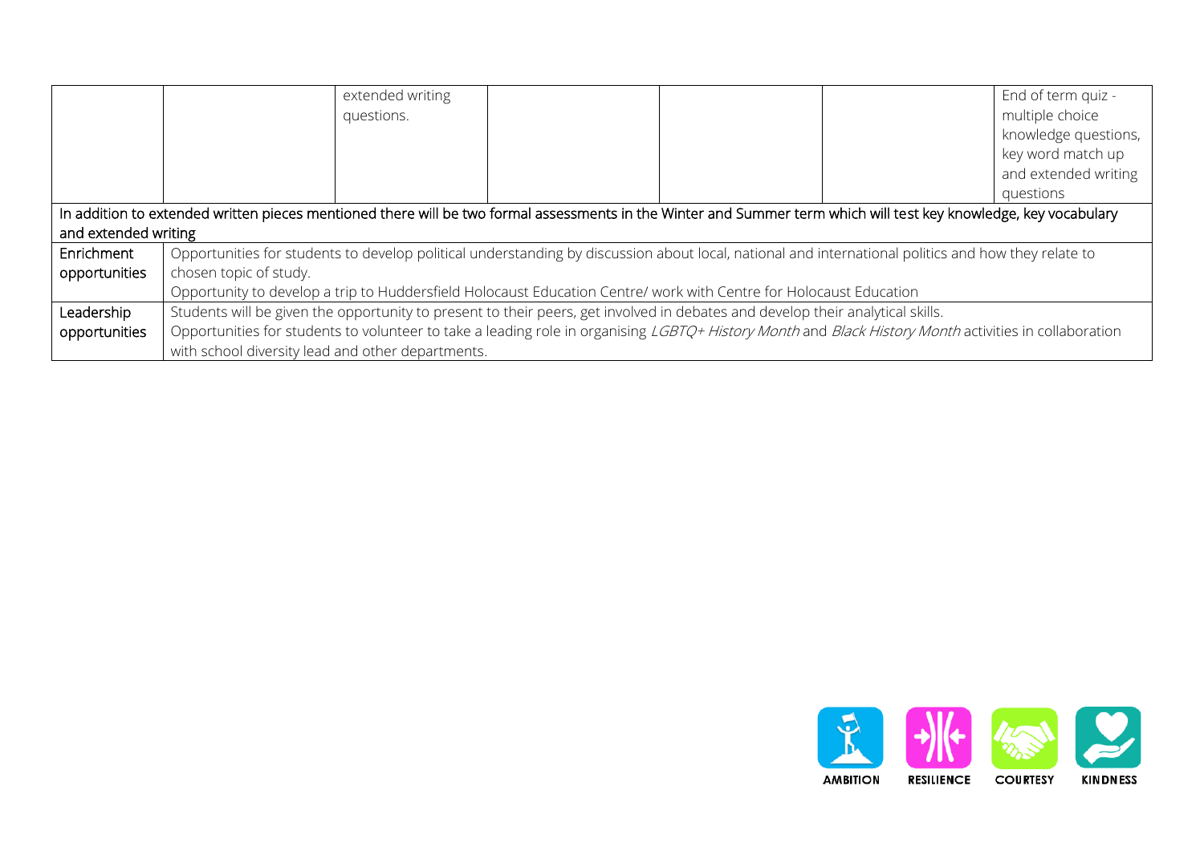| | | | | | | |
|---|---|---|---|---|---|---|
| | | extended writing questions. | | | | End of term quiz - multiple choice knowledge questions, key word match up and extended writing questions |
| In addition to extended written pieces mentioned there will be two formal assessments in the Winter and Summer term which will test key knowledge, key vocabulary and extended writing | | | | | | |
| Enrichment opportunities | Opportunities for students to develop political understanding by discussion about local, national and international politics and how they relate to chosen topic of study.<br>Opportunity to develop a trip to Huddersfield Holocaust Education Centre/ work with Centre for Holocaust Education | | | | | |
| Leadership opportunities | Students will be given the opportunity to present to their peers, get involved in debates and develop their analytical skills.<br>Opportunities for students to volunteer to take a leading role in organising *LGBTQ+ History Month* and *Black History Month* activities in collaboration with school diversity lead and other departments. | | | | | |

AMBITION RESILIENCE COURTESY KINDNESS